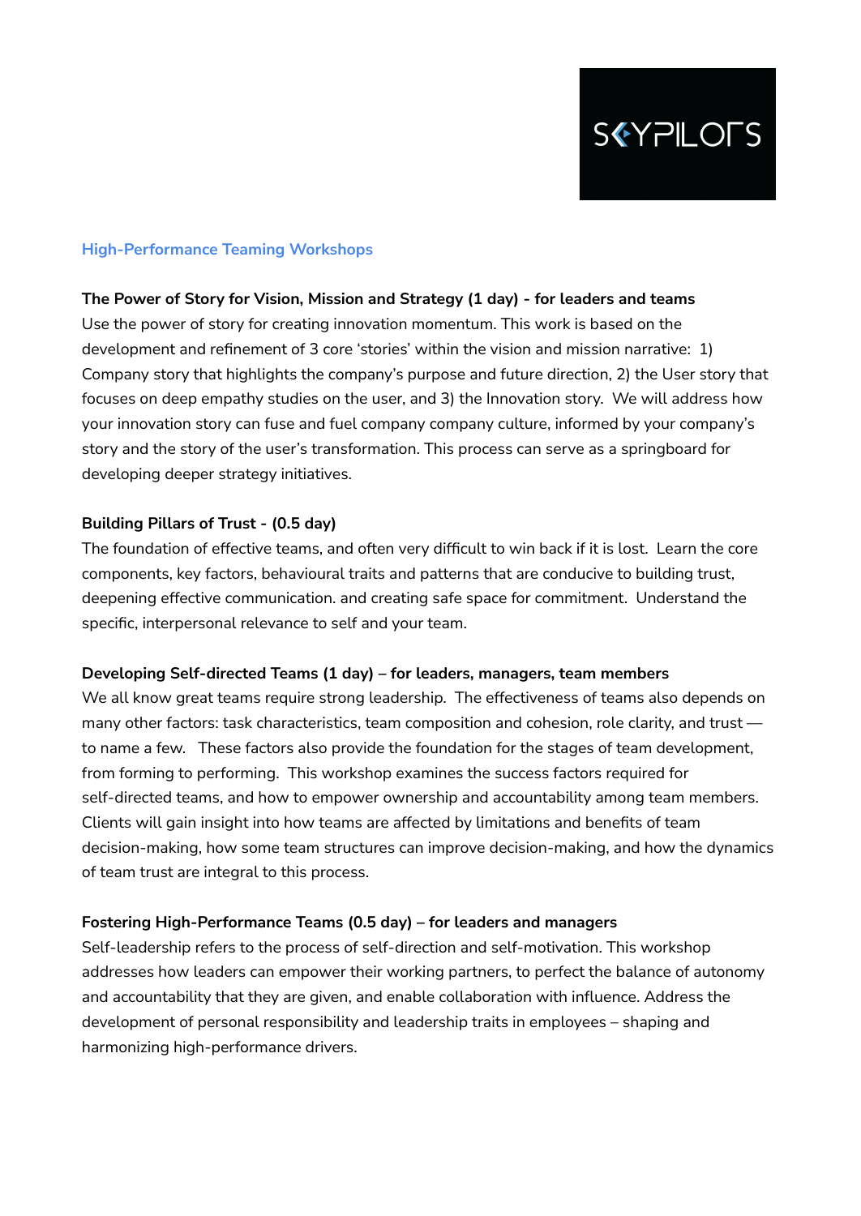## High-Performance Teaming Workshops

**The Power of Story for Vision, Mission and Strategy (1 day) - for leaders and teams**

Use the power of story for creating innovation momentum. This work is based on the development and refinement of 3 core 'stories' within the vision and mission narrative: 1) Company story that highlights the company's purpose and future direction, 2) the User story that focuses on deep empathy studies on the user, and 3) the Innovation story. We will address how your innovation story can fuse and fuel company company culture, informed by your company's story and the story of the user's transformation. This process can serve as a springboard for developing deeper strategy initiatives.

**Building Pillars of Trust - (0.5 day)**

The foundation of effective teams, and often very difficult to win back if it is lost. Learn the core components, key factors, behavioural traits and patterns that are conducive to building trust, deepening effective communication. and creating safe space for commitment. Understand the specific, interpersonal relevance to self and your team.

**Developing Self-directed Teams (1 day) – for leaders, managers, team members**

We all know great teams require strong leadership. The effectiveness of teams also depends on many other factors: task characteristics, team composition and cohesion, role clarity, and trust — to name a few. These factors also provide the foundation for the stages of team development, from forming to performing. This workshop examines the success factors required for self-directed teams, and how to empower ownership and accountability among team members. Clients will gain insight into how teams are affected by limitations and benefits of team decision-making, how some team structures can improve decision-making, and how the dynamics of team trust are integral to this process.

**Fostering High-Performance Teams (0.5 day) – for leaders and managers**

Self-leadership refers to the process of self-direction and self-motivation. This workshop addresses how leaders can empower their working partners, to perfect the balance of autonomy and accountability that they are given, and enable collaboration with influence. Address the development of personal responsibility and leadership traits in employees – shaping and harmonizing high-performance drivers.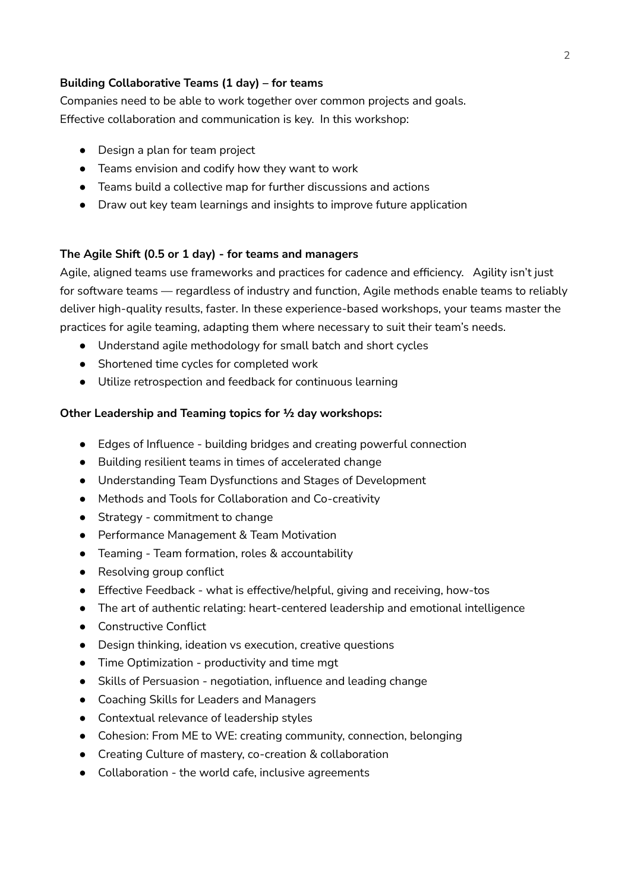**Building Collaborative Teams (1 day) – for teams**

Companies need to be able to work together over common projects and goals.
Effective collaboration and communication is key. In this workshop:

- Design a plan for team project
- Teams envision and codify how they want to work
- Teams build a collective map for further discussions and actions
- Draw out key team learnings and insights to improve future application

**The Agile Shift (0.5 or 1 day) - for teams and managers**

Agile, aligned teams use frameworks and practices for cadence and efficiency. Agility isn't just for software teams — regardless of industry and function, Agile methods enable teams to reliably deliver high-quality results, faster. In these experience-based workshops, your teams master the practices for agile teaming, adapting them where necessary to suit their team's needs.

- Understand agile methodology for small batch and short cycles
- Shortened time cycles for completed work
- Utilize retrospection and feedback for continuous learning

**Other Leadership and Teaming topics for ½ day workshops:**

- Edges of Influence - building bridges and creating powerful connection
- Building resilient teams in times of accelerated change
- Understanding Team Dysfunctions and Stages of Development
- Methods and Tools for Collaboration and Co-creativity
- Strategy - commitment to change
- Performance Management & Team Motivation
- Teaming - Team formation, roles & accountability
- Resolving group conflict
- Effective Feedback - what is effective/helpful, giving and receiving, how-tos
- The art of authentic relating: heart-centered leadership and emotional intelligence
- Constructive Conflict
- Design thinking, ideation vs execution, creative questions
- Time Optimization - productivity and time mgt
- Skills of Persuasion - negotiation, influence and leading change
- Coaching Skills for Leaders and Managers
- Contextual relevance of leadership styles
- Cohesion: From ME to WE: creating community, connection, belonging
- Creating Culture of mastery, co-creation & collaboration
- Collaboration - the world cafe, inclusive agreements